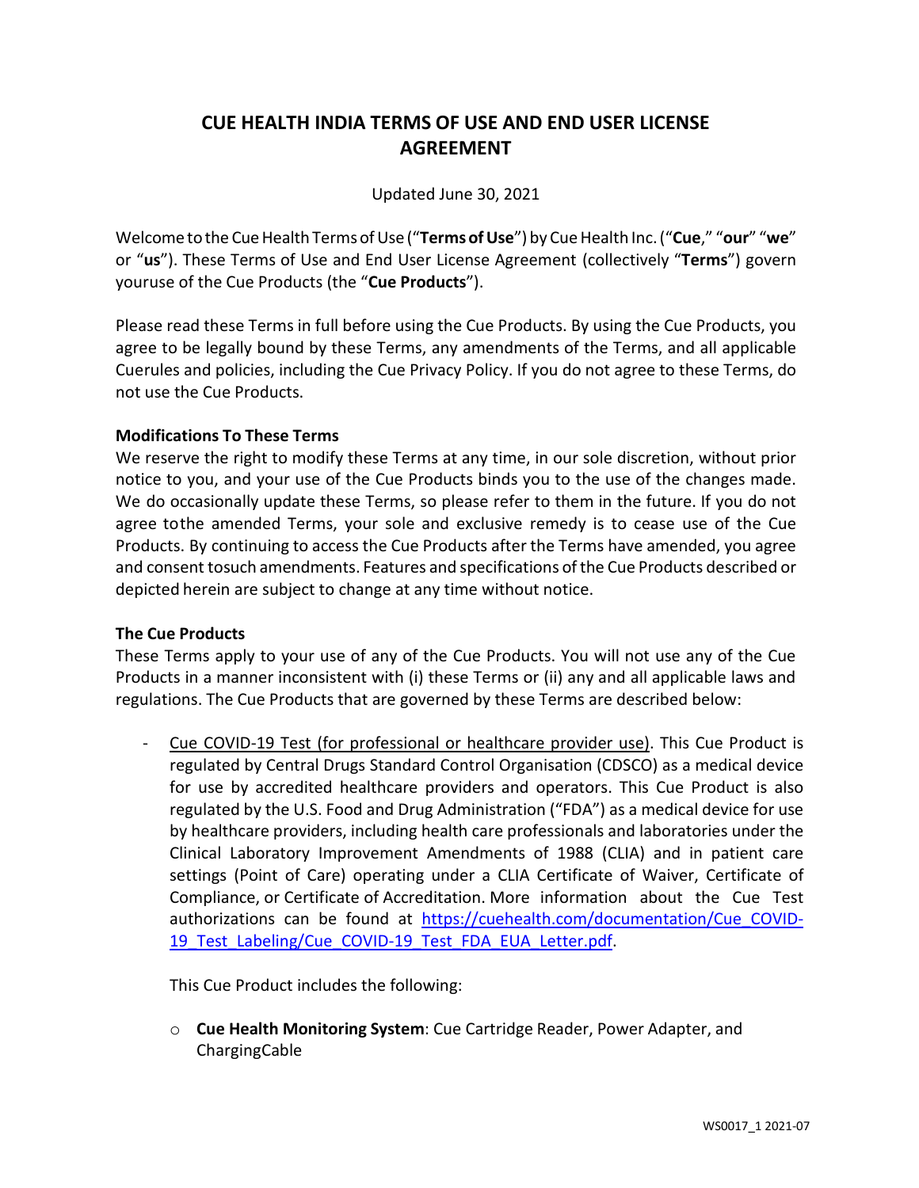# CUE HEALTH INDIA TERMS OF USE AND END USER LICENSE AGREEMENT

Updated June 30, 2021

Welcome to the Cue Health Terms of Use ("**Terms of Use**") by Cue Health Inc. ("**Cue**," "**our**" "**we**" or "**us**"). These Terms of Use and End User License Agreement (collectively "**Terms**") govern youruse of the Cue Products (the "**Cue Products**").

Please read these Terms in full before using the Cue Products. By using the Cue Products, you agree to be legally bound by these Terms, any amendments of the Terms, and all applicable Cuerules and policies, including the Cue Privacy Policy. If you do not agree to these Terms, do not use the Cue Products.

**Modifications To These Terms**

We reserve the right to modify these Terms at any time, in our sole discretion, without prior notice to you, and your use of the Cue Products binds you to the use of the changes made. We do occasionally update these Terms, so please refer to them in the future. If you do not agree tothe amended Terms, your sole and exclusive remedy is to cease use of the Cue Products. By continuing to access the Cue Products after the Terms have amended, you agree and consent tosuch amendments. Features and specifications of the Cue Products described or depicted herein are subject to change at any time without notice.

**The Cue Products**

These Terms apply to your use of any of the Cue Products. You will not use any of the Cue Products in a manner inconsistent with (i) these Terms or (ii) any and all applicable laws and regulations. The Cue Products that are governed by these Terms are described below:

- Cue COVID-19 Test (for professional or healthcare provider use). This Cue Product is regulated by Central Drugs Standard Control Organisation (CDSCO) as a medical device for use by accredited healthcare providers and operators. This Cue Product is also regulated by the U.S. Food and Drug Administration ("FDA") as a medical device for use by healthcare providers, including health care professionals and laboratories under the Clinical Laboratory Improvement Amendments of 1988 (CLIA) and in patient care settings (Point of Care) operating under a CLIA Certificate of Waiver, Certificate of Compliance, or Certificate of Accreditation. More information about the Cue Test authorizations can be found at https://cuehealth.com/documentation/Cue_COVID-19_Test_Labeling/Cue_COVID-19_Test_FDA_EUA_Letter.pdf.

  This Cue Product includes the following:

  - **Cue Health Monitoring System**: Cue Cartridge Reader, Power Adapter, and ChargingCable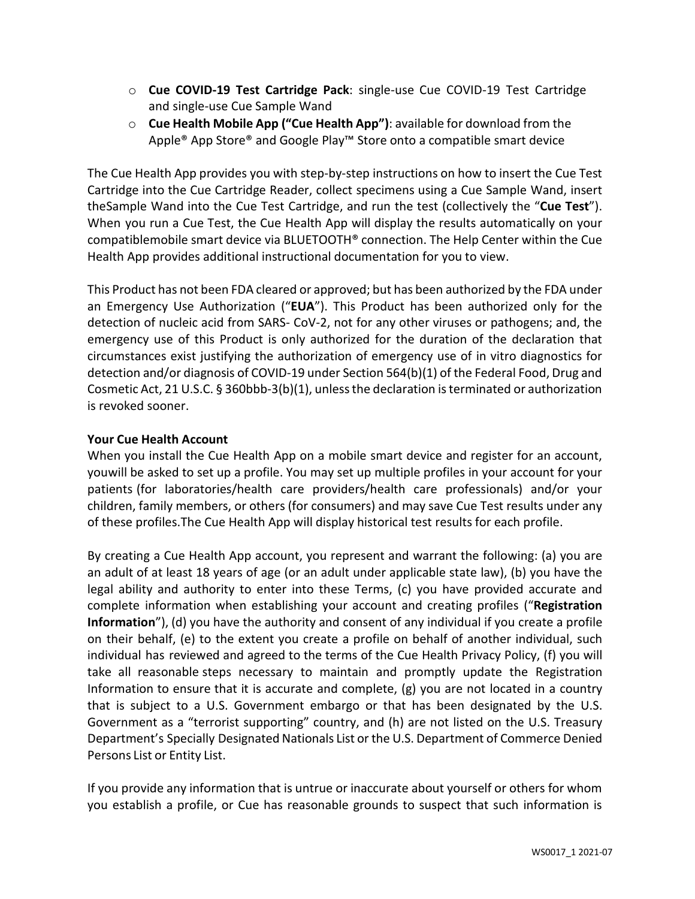- **Cue COVID-19 Test Cartridge Pack**: single-use Cue COVID-19 Test Cartridge and single-use Cue Sample Wand
- **Cue Health Mobile App ("Cue Health App")**: available for download from the Apple® App Store® and Google Play™ Store onto a compatible smart device

The Cue Health App provides you with step-by-step instructions on how to insert the Cue Test Cartridge into the Cue Cartridge Reader, collect specimens using a Cue Sample Wand, insert theSample Wand into the Cue Test Cartridge, and run the test (collectively the "**Cue Test**"). When you run a Cue Test, the Cue Health App will display the results automatically on your compatiblemobile smart device via BLUETOOTH® connection. The Help Center within the Cue Health App provides additional instructional documentation for you to view.

This Product has not been FDA cleared or approved; but has been authorized by the FDA under an Emergency Use Authorization ("**EUA**"). This Product has been authorized only for the detection of nucleic acid from SARS- CoV-2, not for any other viruses or pathogens; and, the emergency use of this Product is only authorized for the duration of the declaration that circumstances exist justifying the authorization of emergency use of in vitro diagnostics for detection and/or diagnosis of COVID-19 under Section 564(b)(1) of the Federal Food, Drug and Cosmetic Act, 21 U.S.C. § 360bbb-3(b)(1), unless the declaration is terminated or authorization is revoked sooner.

**Your Cue Health Account**

When you install the Cue Health App on a mobile smart device and register for an account, youwill be asked to set up a profile. You may set up multiple profiles in your account for your patients (for laboratories/health care providers/health care professionals) and/or your children, family members, or others (for consumers) and may save Cue Test results under any of these profiles.The Cue Health App will display historical test results for each profile.

By creating a Cue Health App account, you represent and warrant the following: (a) you are an adult of at least 18 years of age (or an adult under applicable state law), (b) you have the legal ability and authority to enter into these Terms, (c) you have provided accurate and complete information when establishing your account and creating profiles ("**Registration Information**"), (d) you have the authority and consent of any individual if you create a profile on their behalf, (e) to the extent you create a profile on behalf of another individual, such individual has reviewed and agreed to the terms of the Cue Health Privacy Policy, (f) you will take all reasonable steps necessary to maintain and promptly update the Registration Information to ensure that it is accurate and complete, (g) you are not located in a country that is subject to a U.S. Government embargo or that has been designated by the U.S. Government as a "terrorist supporting" country, and (h) are not listed on the U.S. Treasury Department's Specially Designated Nationals List or the U.S. Department of Commerce Denied Persons List or Entity List.

If you provide any information that is untrue or inaccurate about yourself or others for whom you establish a profile, or Cue has reasonable grounds to suspect that such information is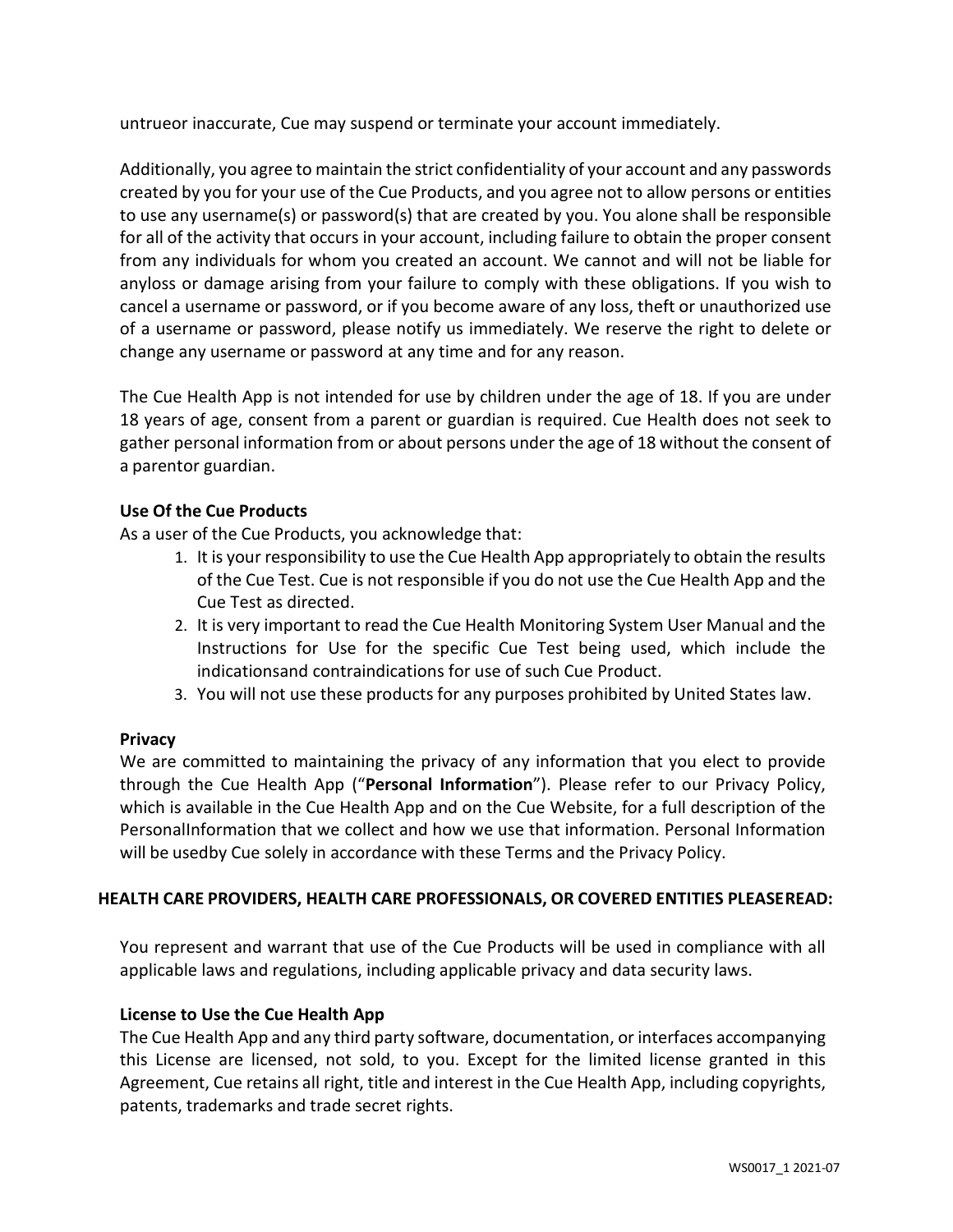untrueor inaccurate, Cue may suspend or terminate your account immediately.

Additionally, you agree to maintain the strict confidentiality of your account and any passwords created by you for your use of the Cue Products, and you agree not to allow persons or entities to use any username(s) or password(s) that are created by you. You alone shall be responsible for all of the activity that occurs in your account, including failure to obtain the proper consent from any individuals for whom you created an account. We cannot and will not be liable for anyloss or damage arising from your failure to comply with these obligations. If you wish to cancel a username or password, or if you become aware of any loss, theft or unauthorized use of a username or password, please notify us immediately. We reserve the right to delete or change any username or password at any time and for any reason.

The Cue Health App is not intended for use by children under the age of 18. If you are under 18 years of age, consent from a parent or guardian is required. Cue Health does not seek to gather personal information from or about persons under the age of 18 without the consent of a parentor guardian.

**Use Of the Cue Products**

As a user of the Cue Products, you acknowledge that:

1. It is your responsibility to use the Cue Health App appropriately to obtain the results of the Cue Test. Cue is not responsible if you do not use the Cue Health App and the Cue Test as directed.
2. It is very important to read the Cue Health Monitoring System User Manual and the Instructions for Use for the specific Cue Test being used, which include the indicationsand contraindications for use of such Cue Product.
3. You will not use these products for any purposes prohibited by United States law.

**Privacy**

We are committed to maintaining the privacy of any information that you elect to provide through the Cue Health App ("**Personal Information**"). Please refer to our Privacy Policy, which is available in the Cue Health App and on the Cue Website, for a full description of the PersonalInformation that we collect and how we use that information. Personal Information will be usedby Cue solely in accordance with these Terms and the Privacy Policy.

**HEALTH CARE PROVIDERS, HEALTH CARE PROFESSIONALS, OR COVERED ENTITIES PLEASEREAD:**

You represent and warrant that use of the Cue Products will be used in compliance with all applicable laws and regulations, including applicable privacy and data security laws.

**License to Use the Cue Health App**

The Cue Health App and any third party software, documentation, or interfaces accompanying this License are licensed, not sold, to you. Except for the limited license granted in this Agreement, Cue retains all right, title and interest in the Cue Health App, including copyrights, patents, trademarks and trade secret rights.

WS0017_1 2021-07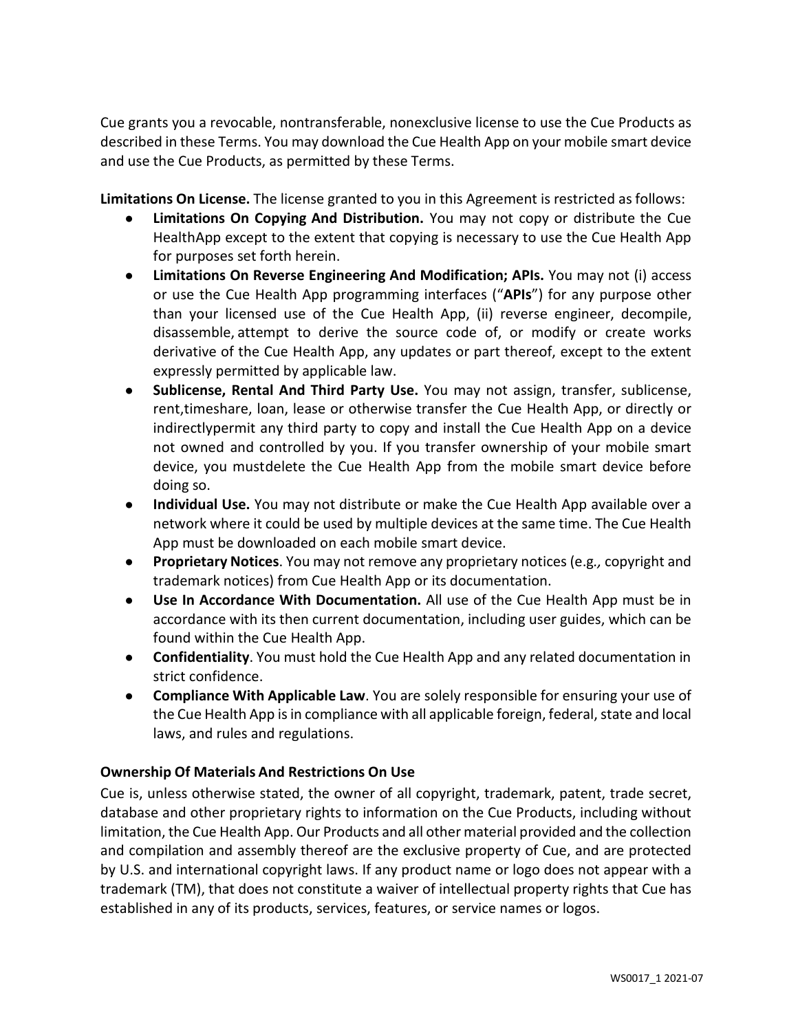Cue grants you a revocable, nontransferable, nonexclusive license to use the Cue Products as described in these Terms. You may download the Cue Health App on your mobile smart device and use the Cue Products, as permitted by these Terms.

**Limitations On License.** The license granted to you in this Agreement is restricted as follows:

- **Limitations On Copying And Distribution.** You may not copy or distribute the Cue HealthApp except to the extent that copying is necessary to use the Cue Health App for purposes set forth herein.
- **Limitations On Reverse Engineering And Modification; APIs.** You may not (i) access or use the Cue Health App programming interfaces ("**APIs**") for any purpose other than your licensed use of the Cue Health App, (ii) reverse engineer, decompile, disassemble, attempt to derive the source code of, or modify or create works derivative of the Cue Health App, any updates or part thereof, except to the extent expressly permitted by applicable law.
- **Sublicense, Rental And Third Party Use.** You may not assign, transfer, sublicense, rent,timeshare, loan, lease or otherwise transfer the Cue Health App, or directly or indirectlypermit any third party to copy and install the Cue Health App on a device not owned and controlled by you. If you transfer ownership of your mobile smart device, you mustdelete the Cue Health App from the mobile smart device before doing so.
- **Individual Use.** You may not distribute or make the Cue Health App available over a network where it could be used by multiple devices at the same time. The Cue Health App must be downloaded on each mobile smart device.
- **Proprietary Notices**. You may not remove any proprietary notices (e.g*.,* copyright and trademark notices) from Cue Health App or its documentation.
- **Use In Accordance With Documentation.** All use of the Cue Health App must be in accordance with its then current documentation, including user guides, which can be found within the Cue Health App.
- **Confidentiality**. You must hold the Cue Health App and any related documentation in strict confidence.
- **Compliance With Applicable Law**. You are solely responsible for ensuring your use of the Cue Health App is in compliance with all applicable foreign, federal, state and local laws, and rules and regulations.

**Ownership Of Materials And Restrictions On Use**

Cue is, unless otherwise stated, the owner of all copyright, trademark, patent, trade secret, database and other proprietary rights to information on the Cue Products, including without limitation, the Cue Health App. Our Products and all other material provided and the collection and compilation and assembly thereof are the exclusive property of Cue, and are protected by U.S. and international copyright laws. If any product name or logo does not appear with a trademark (TM), that does not constitute a waiver of intellectual property rights that Cue has established in any of its products, services, features, or service names or logos.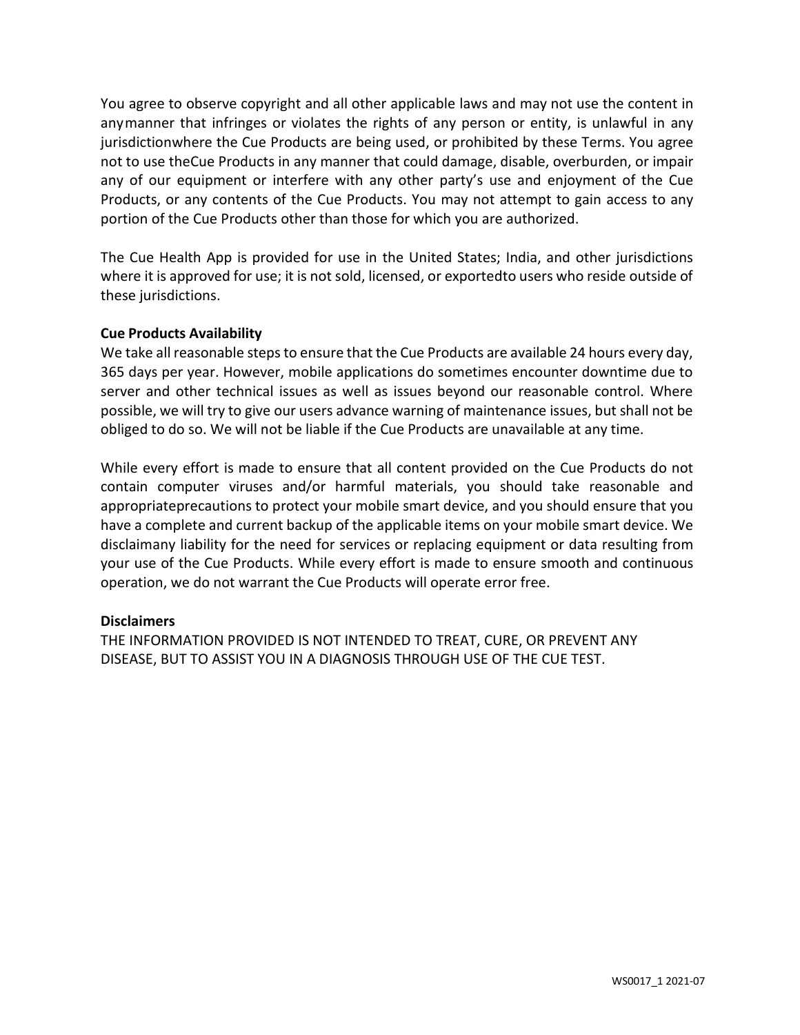You agree to observe copyright and all other applicable laws and may not use the content in anymanner that infringes or violates the rights of any person or entity, is unlawful in any jurisdictionwhere the Cue Products are being used, or prohibited by these Terms. You agree not to use theCue Products in any manner that could damage, disable, overburden, or impair any of our equipment or interfere with any other party's use and enjoyment of the Cue Products, or any contents of the Cue Products. You may not attempt to gain access to any portion of the Cue Products other than those for which you are authorized.

The Cue Health App is provided for use in the United States; India, and other jurisdictions where it is approved for use; it is not sold, licensed, or exportedto users who reside outside of these jurisdictions.

**Cue Products Availability**

We take all reasonable steps to ensure that the Cue Products are available 24 hours every day, 365 days per year. However, mobile applications do sometimes encounter downtime due to server and other technical issues as well as issues beyond our reasonable control. Where possible, we will try to give our users advance warning of maintenance issues, but shall not be obliged to do so. We will not be liable if the Cue Products are unavailable at any time.

While every effort is made to ensure that all content provided on the Cue Products do not contain computer viruses and/or harmful materials, you should take reasonable and appropriateprecautions to protect your mobile smart device, and you should ensure that you have a complete and current backup of the applicable items on your mobile smart device. We disclaimany liability for the need for services or replacing equipment or data resulting from your use of the Cue Products. While every effort is made to ensure smooth and continuous operation, we do not warrant the Cue Products will operate error free.

**Disclaimers**

THE INFORMATION PROVIDED IS NOT INTENDED TO TREAT, CURE, OR PREVENT ANY DISEASE, BUT TO ASSIST YOU IN A DIAGNOSIS THROUGH USE OF THE CUE TEST.

WS0017_1 2021-07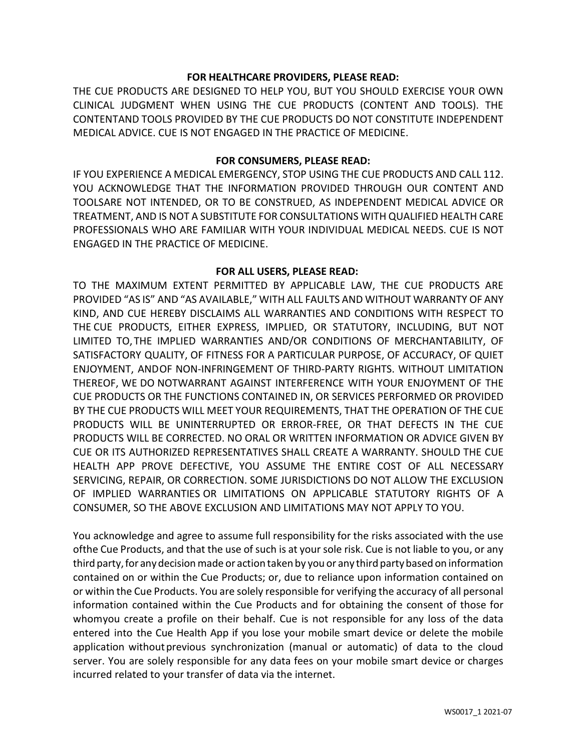**FOR HEALTHCARE PROVIDERS, PLEASE READ:**

THE CUE PRODUCTS ARE DESIGNED TO HELP YOU, BUT YOU SHOULD EXERCISE YOUR OWN CLINICAL JUDGMENT WHEN USING THE CUE PRODUCTS (CONTENT AND TOOLS). THE CONTENTAND TOOLS PROVIDED BY THE CUE PRODUCTS DO NOT CONSTITUTE INDEPENDENT MEDICAL ADVICE. CUE IS NOT ENGAGED IN THE PRACTICE OF MEDICINE.

**FOR CONSUMERS, PLEASE READ:**

IF YOU EXPERIENCE A MEDICAL EMERGENCY, STOP USING THE CUE PRODUCTS AND CALL 112. YOU ACKNOWLEDGE THAT THE INFORMATION PROVIDED THROUGH OUR CONTENT AND TOOLSARE NOT INTENDED, OR TO BE CONSTRUED, AS INDEPENDENT MEDICAL ADVICE OR TREATMENT, AND IS NOT A SUBSTITUTE FOR CONSULTATIONS WITH QUALIFIED HEALTH CARE PROFESSIONALS WHO ARE FAMILIAR WITH YOUR INDIVIDUAL MEDICAL NEEDS. CUE IS NOT ENGAGED IN THE PRACTICE OF MEDICINE.

**FOR ALL USERS, PLEASE READ:**

TO THE MAXIMUM EXTENT PERMITTED BY APPLICABLE LAW, THE CUE PRODUCTS ARE PROVIDED "AS IS" AND "AS AVAILABLE," WITH ALL FAULTS AND WITHOUT WARRANTY OF ANY KIND, AND CUE HEREBY DISCLAIMS ALL WARRANTIES AND CONDITIONS WITH RESPECT TO THE CUE PRODUCTS, EITHER EXPRESS, IMPLIED, OR STATUTORY, INCLUDING, BUT NOT LIMITED TO, THE IMPLIED WARRANTIES AND/OR CONDITIONS OF MERCHANTABILITY, OF SATISFACTORY QUALITY, OF FITNESS FOR A PARTICULAR PURPOSE, OF ACCURACY, OF QUIET ENJOYMENT, ANDOF NON-INFRINGEMENT OF THIRD-PARTY RIGHTS. WITHOUT LIMITATION THEREOF, WE DO NOTWARRANT AGAINST INTERFERENCE WITH YOUR ENJOYMENT OF THE CUE PRODUCTS OR THE FUNCTIONS CONTAINED IN, OR SERVICES PERFORMED OR PROVIDED BY THE CUE PRODUCTS WILL MEET YOUR REQUIREMENTS, THAT THE OPERATION OF THE CUE PRODUCTS WILL BE UNINTERRUPTED OR ERROR-FREE, OR THAT DEFECTS IN THE CUE PRODUCTS WILL BE CORRECTED. NO ORAL OR WRITTEN INFORMATION OR ADVICE GIVEN BY CUE OR ITS AUTHORIZED REPRESENTATIVES SHALL CREATE A WARRANTY. SHOULD THE CUE HEALTH APP PROVE DEFECTIVE, YOU ASSUME THE ENTIRE COST OF ALL NECESSARY SERVICING, REPAIR, OR CORRECTION. SOME JURISDICTIONS DO NOT ALLOW THE EXCLUSION OF IMPLIED WARRANTIES OR LIMITATIONS ON APPLICABLE STATUTORY RIGHTS OF A CONSUMER, SO THE ABOVE EXCLUSION AND LIMITATIONS MAY NOT APPLY TO YOU.

You acknowledge and agree to assume full responsibility for the risks associated with the use ofthe Cue Products, and that the use of such is at your sole risk. Cue is not liable to you, or any third party, for any decision made or action taken by you or any third party based on information contained on or within the Cue Products; or, due to reliance upon information contained on or within the Cue Products. You are solely responsible for verifying the accuracy of all personal information contained within the Cue Products and for obtaining the consent of those for whomyou create a profile on their behalf. Cue is not responsible for any loss of the data entered into the Cue Health App if you lose your mobile smart device or delete the mobile application without previous synchronization (manual or automatic) of data to the cloud server. You are solely responsible for any data fees on your mobile smart device or charges incurred related to your transfer of data via the internet.

WS0017_1 2021-07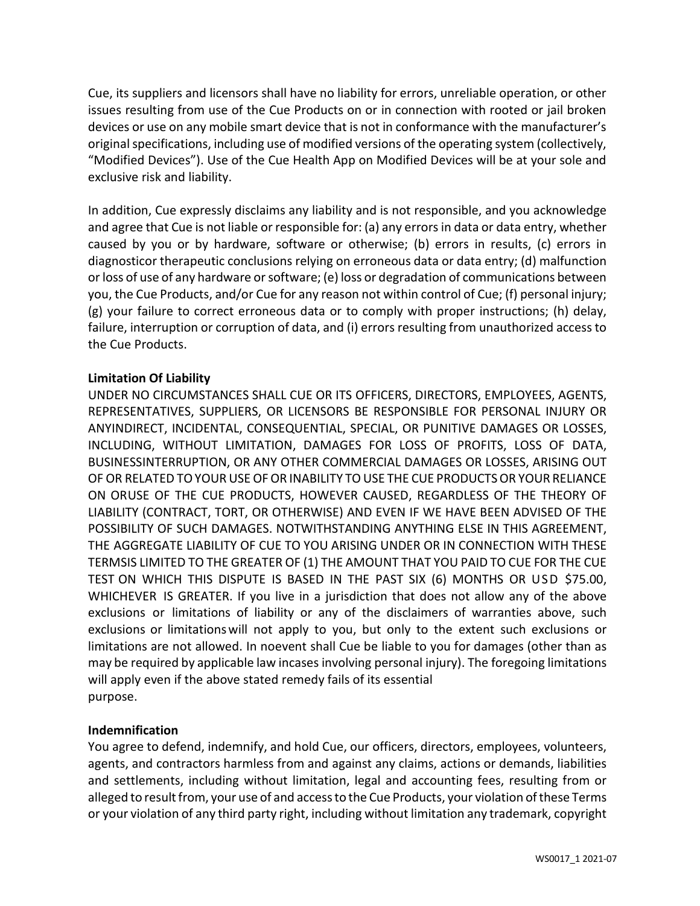Cue, its suppliers and licensors shall have no liability for errors, unreliable operation, or other issues resulting from use of the Cue Products on or in connection with rooted or jail broken devices or use on any mobile smart device that is not in conformance with the manufacturer's original specifications, including use of modified versions of the operating system (collectively, "Modified Devices"). Use of the Cue Health App on Modified Devices will be at your sole and exclusive risk and liability.

In addition, Cue expressly disclaims any liability and is not responsible, and you acknowledge and agree that Cue is not liable or responsible for: (a) any errors in data or data entry, whether caused by you or by hardware, software or otherwise; (b) errors in results, (c) errors in diagnosticor therapeutic conclusions relying on erroneous data or data entry; (d) malfunction or loss of use of any hardware or software; (e) loss or degradation of communications between you, the Cue Products, and/or Cue for any reason not within control of Cue; (f) personal injury; (g) your failure to correct erroneous data or to comply with proper instructions; (h) delay, failure, interruption or corruption of data, and (i) errors resulting from unauthorized access to the Cue Products.

**Limitation Of Liability**

UNDER NO CIRCUMSTANCES SHALL CUE OR ITS OFFICERS, DIRECTORS, EMPLOYEES, AGENTS, REPRESENTATIVES, SUPPLIERS, OR LICENSORS BE RESPONSIBLE FOR PERSONAL INJURY OR ANYINDIRECT, INCIDENTAL, CONSEQUENTIAL, SPECIAL, OR PUNITIVE DAMAGES OR LOSSES, INCLUDING, WITHOUT LIMITATION, DAMAGES FOR LOSS OF PROFITS, LOSS OF DATA, BUSINESSINTERRUPTION, OR ANY OTHER COMMERCIAL DAMAGES OR LOSSES, ARISING OUT OF OR RELATED TO YOUR USE OF OR INABILITY TO USE THE CUE PRODUCTS OR YOUR RELIANCE ON ORUSE OF THE CUE PRODUCTS, HOWEVER CAUSED, REGARDLESS OF THE THEORY OF LIABILITY (CONTRACT, TORT, OR OTHERWISE) AND EVEN IF WE HAVE BEEN ADVISED OF THE POSSIBILITY OF SUCH DAMAGES. NOTWITHSTANDING ANYTHING ELSE IN THIS AGREEMENT, THE AGGREGATE LIABILITY OF CUE TO YOU ARISING UNDER OR IN CONNECTION WITH THESE TERMSIS LIMITED TO THE GREATER OF (1) THE AMOUNT THAT YOU PAID TO CUE FOR THE CUE TEST ON WHICH THIS DISPUTE IS BASED IN THE PAST SIX (6) MONTHS OR USD $75.00, WHICHEVER IS GREATER. If you live in a jurisdiction that does not allow any of the above exclusions or limitations of liability or any of the disclaimers of warranties above, such exclusions or limitations will not apply to you, but only to the extent such exclusions or limitations are not allowed. In noevent shall Cue be liable to you for damages (other than as may be required by applicable law incases involving personal injury). The foregoing limitations will apply even if the above stated remedy fails of its essential purpose.

**Indemnification**

You agree to defend, indemnify, and hold Cue, our officers, directors, employees, volunteers, agents, and contractors harmless from and against any claims, actions or demands, liabilities and settlements, including without limitation, legal and accounting fees, resulting from or alleged to result from, your use of and access to the Cue Products, your violation of these Terms or your violation of any third party right, including without limitation any trademark, copyright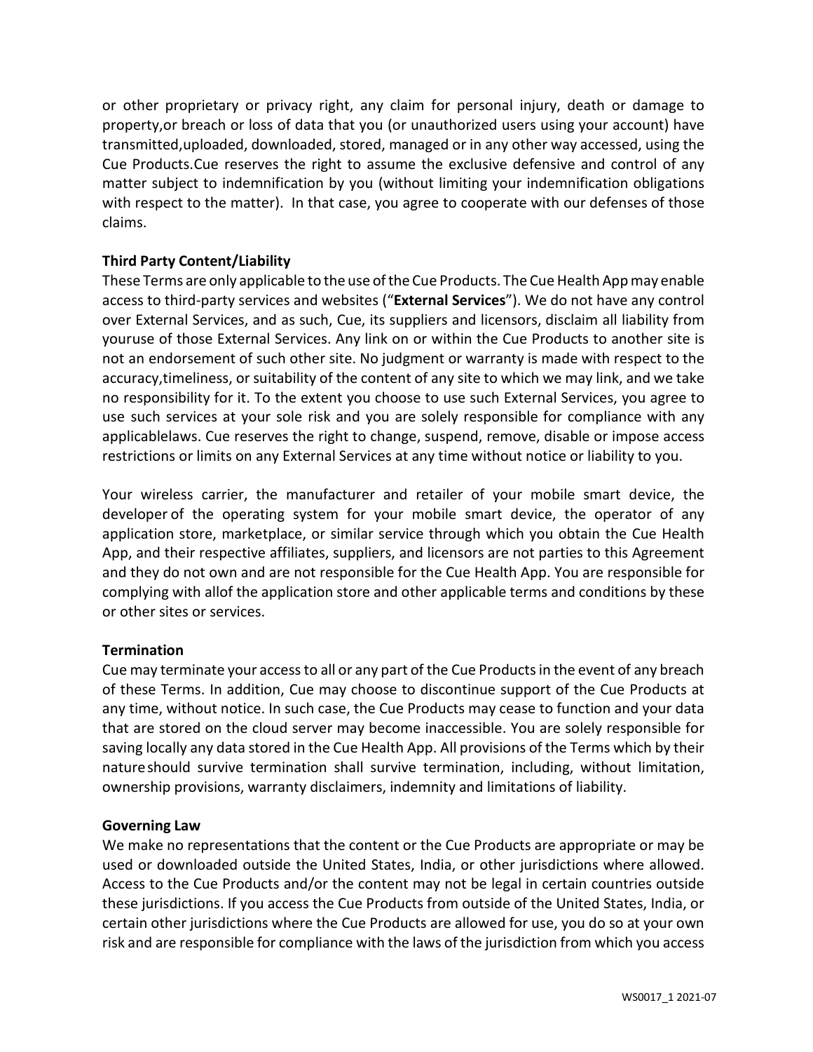or other proprietary or privacy right, any claim for personal injury, death or damage to property,or breach or loss of data that you (or unauthorized users using your account) have transmitted,uploaded, downloaded, stored, managed or in any other way accessed, using the Cue Products.Cue reserves the right to assume the exclusive defensive and control of any matter subject to indemnification by you (without limiting your indemnification obligations with respect to the matter). In that case, you agree to cooperate with our defenses of those claims.

**Third Party Content/Liability**

These Terms are only applicable to the use of the Cue Products. The Cue Health App may enable access to third-party services and websites ("**External Services**"). We do not have any control over External Services, and as such, Cue, its suppliers and licensors, disclaim all liability from youruse of those External Services. Any link on or within the Cue Products to another site is not an endorsement of such other site. No judgment or warranty is made with respect to the accuracy,timeliness, or suitability of the content of any site to which we may link, and we take no responsibility for it. To the extent you choose to use such External Services, you agree to use such services at your sole risk and you are solely responsible for compliance with any applicablelaws. Cue reserves the right to change, suspend, remove, disable or impose access restrictions or limits on any External Services at any time without notice or liability to you.

Your wireless carrier, the manufacturer and retailer of your mobile smart device, the developer of the operating system for your mobile smart device, the operator of any application store, marketplace, or similar service through which you obtain the Cue Health App, and their respective affiliates, suppliers, and licensors are not parties to this Agreement and they do not own and are not responsible for the Cue Health App. You are responsible for complying with allof the application store and other applicable terms and conditions by these or other sites or services.

**Termination**

Cue may terminate your access to all or any part of the Cue Products in the event of any breach of these Terms. In addition, Cue may choose to discontinue support of the Cue Products at any time, without notice. In such case, the Cue Products may cease to function and your data that are stored on the cloud server may become inaccessible. You are solely responsible for saving locally any data stored in the Cue Health App. All provisions of the Terms which by their nature should survive termination shall survive termination, including, without limitation, ownership provisions, warranty disclaimers, indemnity and limitations of liability.

**Governing Law**

We make no representations that the content or the Cue Products are appropriate or may be used or downloaded outside the United States, India, or other jurisdictions where allowed. Access to the Cue Products and/or the content may not be legal in certain countries outside these jurisdictions. If you access the Cue Products from outside of the United States, India, or certain other jurisdictions where the Cue Products are allowed for use, you do so at your own risk and are responsible for compliance with the laws of the jurisdiction from which you access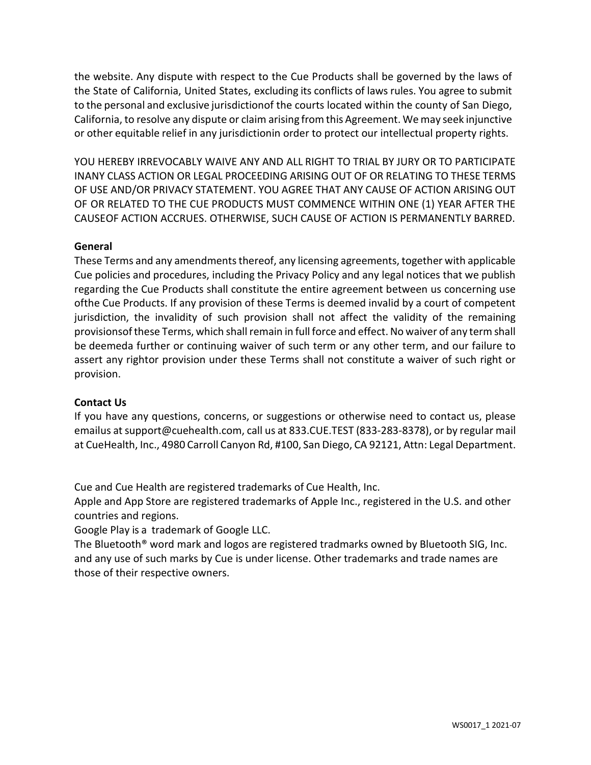the website. Any dispute with respect to the Cue Products shall be governed by the laws of the State of California, United States, excluding its conflicts of laws rules. You agree to submit to the personal and exclusive jurisdictionof the courts located within the county of San Diego, California, to resolve any dispute or claim arising from this Agreement. We may seek injunctive or other equitable relief in any jurisdictionin order to protect our intellectual property rights.

YOU HEREBY IRREVOCABLY WAIVE ANY AND ALL RIGHT TO TRIAL BY JURY OR TO PARTICIPATE INANY CLASS ACTION OR LEGAL PROCEEDING ARISING OUT OF OR RELATING TO THESE TERMS OF USE AND/OR PRIVACY STATEMENT. YOU AGREE THAT ANY CAUSE OF ACTION ARISING OUT OF OR RELATED TO THE CUE PRODUCTS MUST COMMENCE WITHIN ONE (1) YEAR AFTER THE CAUSEOF ACTION ACCRUES. OTHERWISE, SUCH CAUSE OF ACTION IS PERMANENTLY BARRED.

**General**

These Terms and any amendments thereof, any licensing agreements, together with applicable Cue policies and procedures, including the Privacy Policy and any legal notices that we publish regarding the Cue Products shall constitute the entire agreement between us concerning use ofthe Cue Products. If any provision of these Terms is deemed invalid by a court of competent jurisdiction, the invalidity of such provision shall not affect the validity of the remaining provisionsof these Terms, which shall remain in full force and effect. No waiver of any term shall be deemeda further or continuing waiver of such term or any other term, and our failure to assert any rightor provision under these Terms shall not constitute a waiver of such right or provision.

**Contact Us**

If you have any questions, concerns, or suggestions or otherwise need to contact us, please emailus at support@cuehealth.com, call us at 833.CUE.TEST (833-283-8378), or by regular mail at CueHealth, Inc., 4980 Carroll Canyon Rd, #100, San Diego, CA 92121, Attn: Legal Department.

Cue and Cue Health are registered trademarks of Cue Health, Inc.
Apple and App Store are registered trademarks of Apple Inc., registered in the U.S. and other countries and regions.
Google Play is a trademark of Google LLC.
The Bluetooth® word mark and logos are registered tradmarks owned by Bluetooth SIG, Inc. and any use of such marks by Cue is under license. Other trademarks and trade names are those of their respective owners.

WS0017_1 2021-07